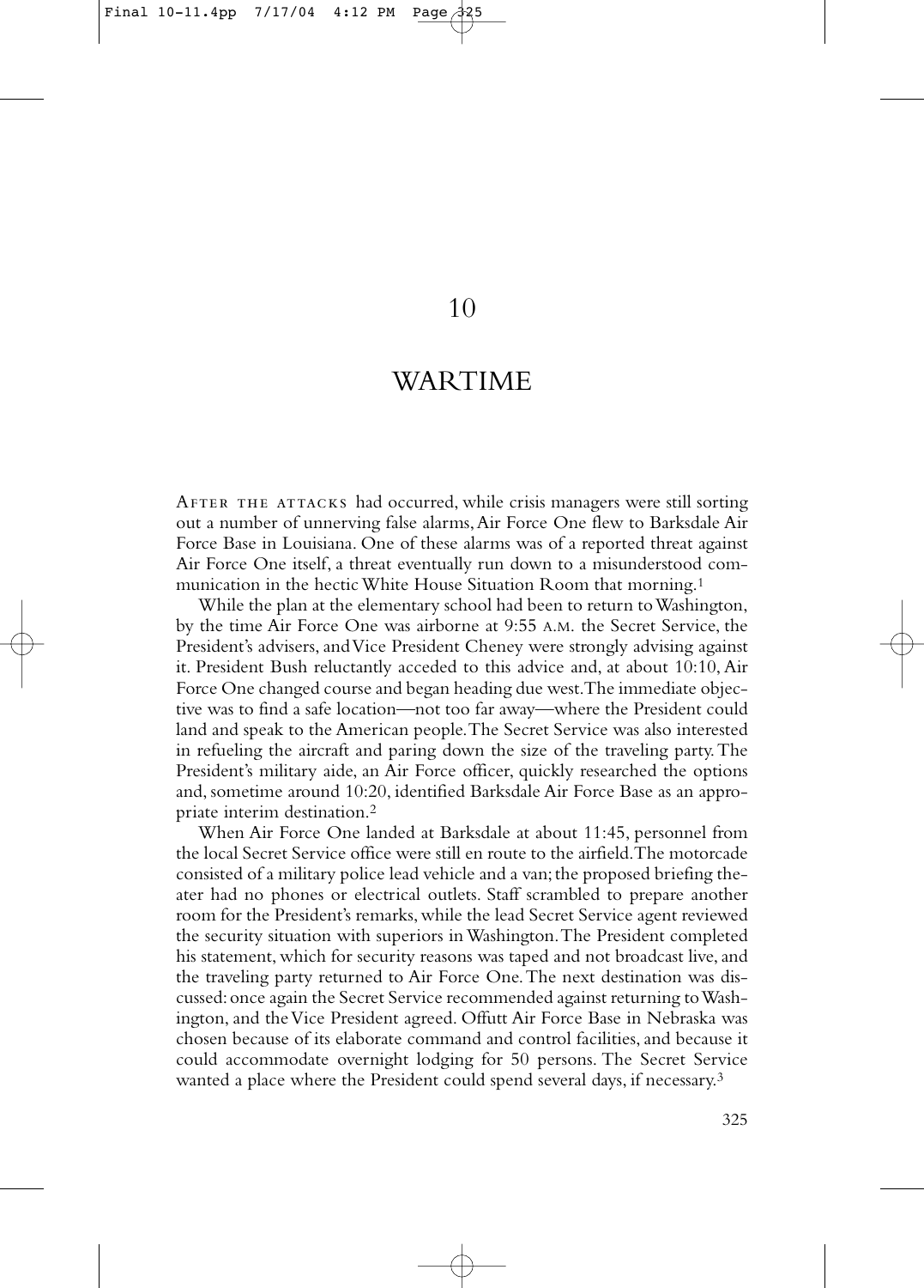# 10

# WARTIME

AFTER THE ATTACKS had occurred, while crisis managers were still sorting out a number of unnerving false alarms, Air Force One flew to Barksdale Air Force Base in Louisiana. One of these alarms was of a reported threat against Air Force One itself, a threat eventually run down to a misunderstood communication in the hectic White House Situation Room that morning.[1]

While the plan at the elementary school had been to return to Washington, by the time Air Force One was airborne at 9:55 A.M. the Secret Service, the President's advisers, and Vice President Cheney were strongly advising against it. President Bush reluctantly acceded to this advice and, at about 10:10, Air Force One changed course and began heading due west. The immediate objective was to find a safe location—not too far away—where the President could land and speak to the American people. The Secret Service was also interested in refueling the aircraft and paring down the size of the traveling party. The President's military aide, an Air Force officer, quickly researched the options and, sometime around 10:20, identified Barksdale Air Force Base as an appropriate interim destination.[2]

When Air Force One landed at Barksdale at about 11:45, personnel from the local Secret Service office were still en route to the airfield. The motorcade consisted of a military police lead vehicle and a van; the proposed briefing theater had no phones or electrical outlets. Staff scrambled to prepare another room for the President's remarks, while the lead Secret Service agent reviewed the security situation with superiors in Washington. The President completed his statement, which for security reasons was taped and not broadcast live, and the traveling party returned to Air Force One. The next destination was discussed: once again the Secret Service recommended against returning to Washington, and the Vice President agreed. Offutt Air Force Base in Nebraska was chosen because of its elaborate command and control facilities, and because it could accommodate overnight lodging for 50 persons. The Secret Service wanted a place where the President could spend several days, if necessary.[3]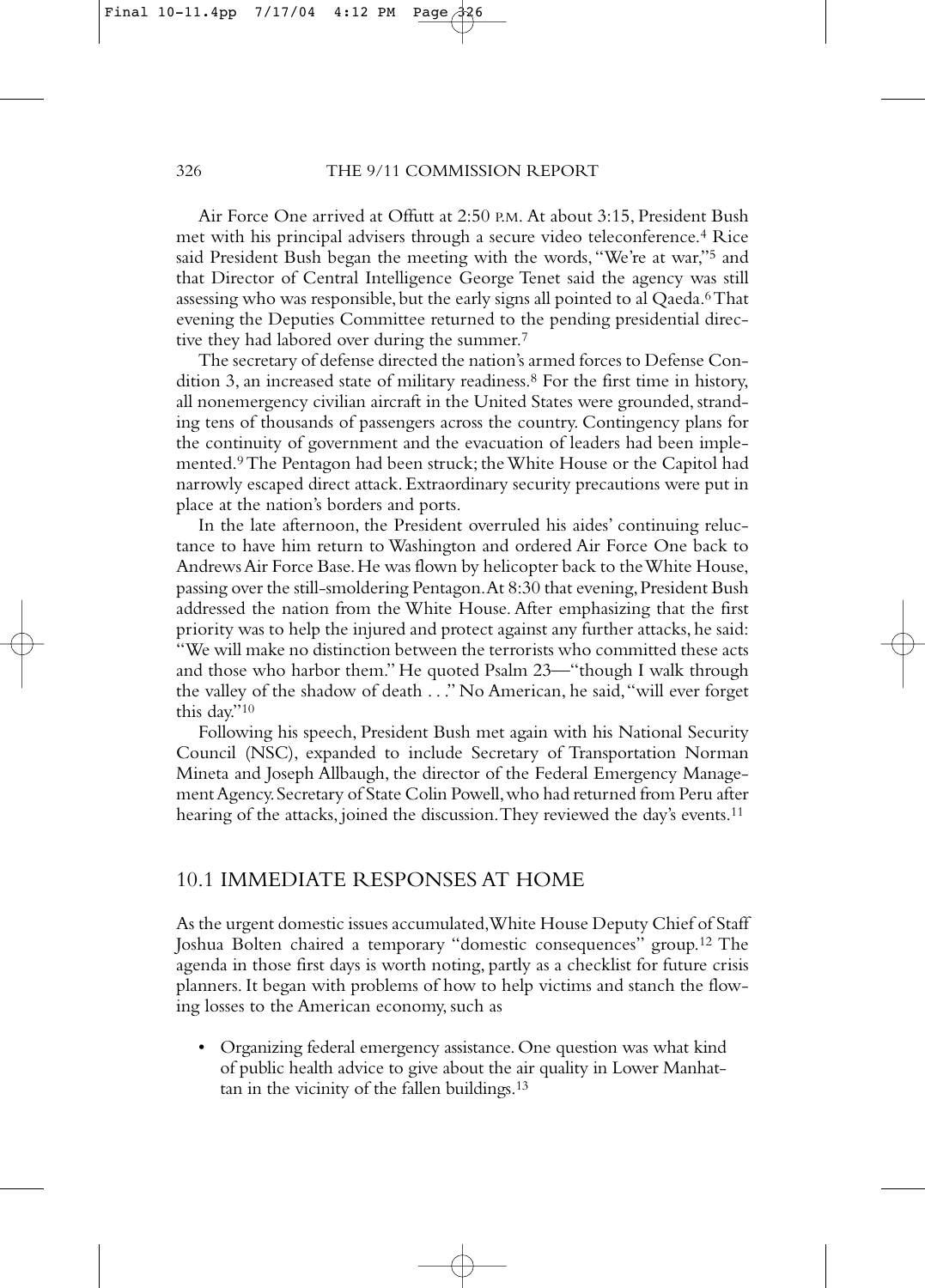Air Force One arrived at Offutt at 2:50 P.M. At about 3:15, President Bush met with his principal advisers through a secure video teleconference.[4] Rice said President Bush began the meeting with the words, "We're at war,"[5] and that Director of Central Intelligence George Tenet said the agency was still assessing who was responsible, but the early signs all pointed to al Qaeda.[6] That evening the Deputies Committee returned to the pending presidential directive they had labored over during the summer.[7]

The secretary of defense directed the nation's armed forces to Defense Condition 3, an increased state of military readiness.[8] For the first time in history, all nonemergency civilian aircraft in the United States were grounded, stranding tens of thousands of passengers across the country. Contingency plans for the continuity of government and the evacuation of leaders had been implemented.[9] The Pentagon had been struck; the White House or the Capitol had narrowly escaped direct attack. Extraordinary security precautions were put in place at the nation's borders and ports.

In the late afternoon, the President overruled his aides' continuing reluctance to have him return to Washington and ordered Air Force One back to Andrews Air Force Base. He was flown by helicopter back to the White House, passing over the still-smoldering Pentagon. At 8:30 that evening, President Bush addressed the nation from the White House. After emphasizing that the first priority was to help the injured and protect against any further attacks, he said: "We will make no distinction between the terrorists who committed these acts and those who harbor them." He quoted Psalm 23—"though I walk through the valley of the shadow of death . . ." No American, he said, "will ever forget this day."[10]

Following his speech, President Bush met again with his National Security Council (NSC), expanded to include Secretary of Transportation Norman Mineta and Joseph Allbaugh, the director of the Federal Emergency Management Agency. Secretary of State Colin Powell, who had returned from Peru after hearing of the attacks, joined the discussion. They reviewed the day's events.[11]

## 10.1 IMMEDIATE RESPONSES AT HOME

As the urgent domestic issues accumulated, White House Deputy Chief of Staff Joshua Bolten chaired a temporary "domestic consequences" group.[12] The agenda in those first days is worth noting, partly as a checklist for future crisis planners. It began with problems of how to help victims and stanch the flowing losses to the American economy, such as

- Organizing federal emergency assistance. One question was what kind of public health advice to give about the air quality in Lower Manhattan in the vicinity of the fallen buildings.[13]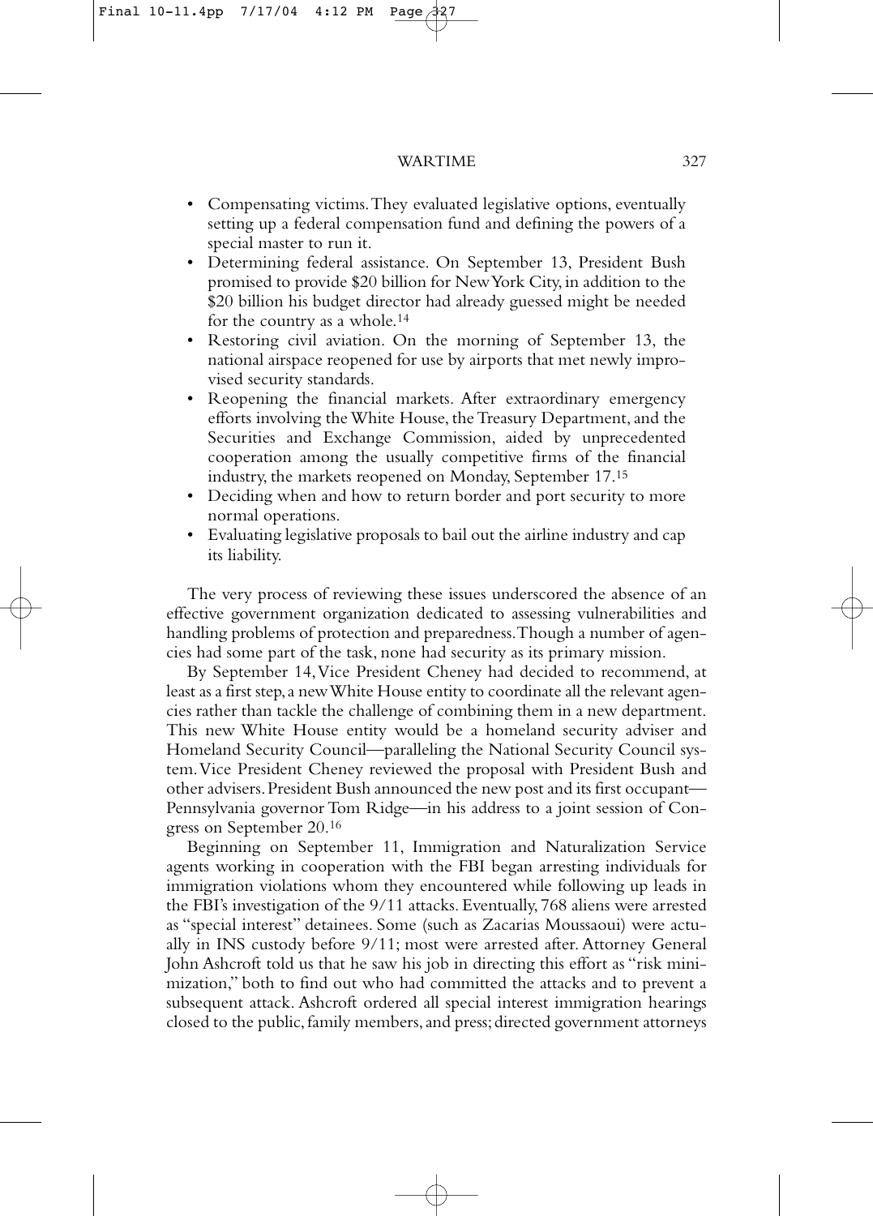- Compensating victims. They evaluated legislative options, eventually setting up a federal compensation fund and defining the powers of a special master to run it.
- Determining federal assistance. On September 13, President Bush promised to provide $20 billion for New York City, in addition to the $20 billion his budget director had already guessed might be needed for the country as a whole.[14]
- Restoring civil aviation. On the morning of September 13, the national airspace reopened for use by airports that met newly improvised security standards.
- Reopening the financial markets. After extraordinary emergency efforts involving the White House, the Treasury Department, and the Securities and Exchange Commission, aided by unprecedented cooperation among the usually competitive firms of the financial industry, the markets reopened on Monday, September 17.[15]
- Deciding when and how to return border and port security to more normal operations.
- Evaluating legislative proposals to bail out the airline industry and cap its liability.

The very process of reviewing these issues underscored the absence of an effective government organization dedicated to assessing vulnerabilities and handling problems of protection and preparedness. Though a number of agencies had some part of the task, none had security as its primary mission.

By September 14, Vice President Cheney had decided to recommend, at least as a first step, a new White House entity to coordinate all the relevant agencies rather than tackle the challenge of combining them in a new department. This new White House entity would be a homeland security adviser and Homeland Security Council—paralleling the National Security Council system. Vice President Cheney reviewed the proposal with President Bush and other advisers. President Bush announced the new post and its first occupant—Pennsylvania governor Tom Ridge—in his address to a joint session of Congress on September 20.[16]

Beginning on September 11, Immigration and Naturalization Service agents working in cooperation with the FBI began arresting individuals for immigration violations whom they encountered while following up leads in the FBI's investigation of the 9/11 attacks. Eventually, 768 aliens were arrested as "special interest" detainees. Some (such as Zacarias Moussaoui) were actually in INS custody before 9/11; most were arrested after. Attorney General John Ashcroft told us that he saw his job in directing this effort as "risk minimization," both to find out who had committed the attacks and to prevent a subsequent attack. Ashcroft ordered all special interest immigration hearings closed to the public, family members, and press; directed government attorneys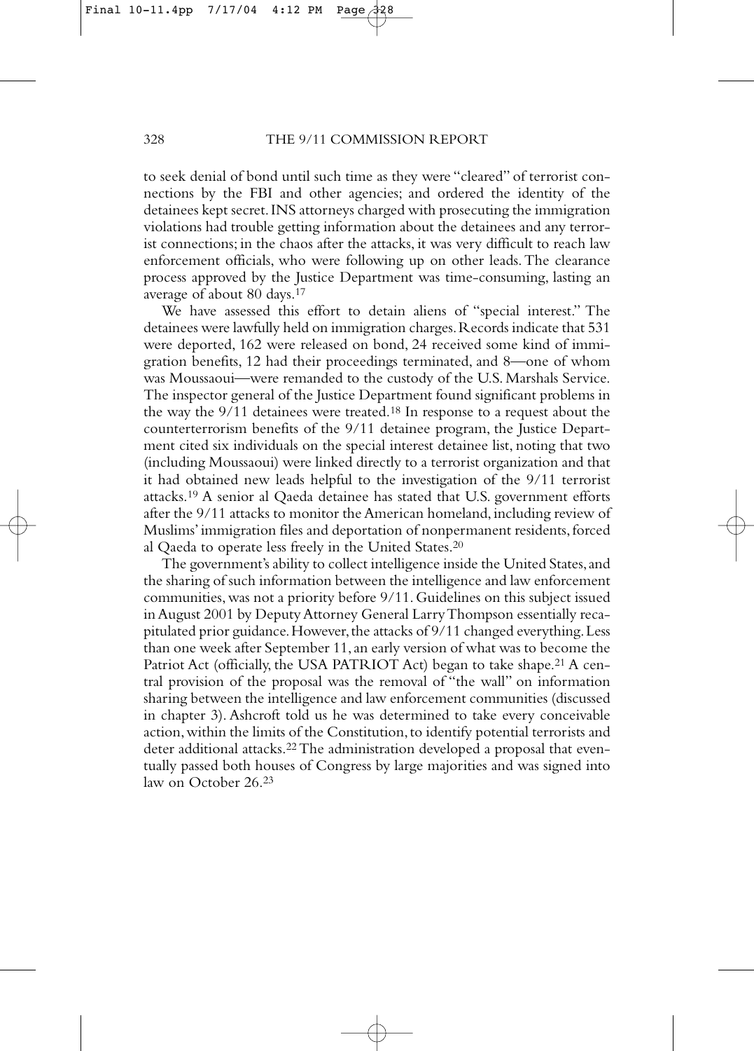to seek denial of bond until such time as they were "cleared" of terrorist connections by the FBI and other agencies; and ordered the identity of the detainees kept secret. INS attorneys charged with prosecuting the immigration violations had trouble getting information about the detainees and any terrorist connections; in the chaos after the attacks, it was very difficult to reach law enforcement officials, who were following up on other leads. The clearance process approved by the Justice Department was time-consuming, lasting an average of about 80 days.[17]

We have assessed this effort to detain aliens of "special interest." The detainees were lawfully held on immigration charges. Records indicate that 531 were deported, 162 were released on bond, 24 received some kind of immigration benefits, 12 had their proceedings terminated, and 8—one of whom was Moussaoui—were remanded to the custody of the U.S. Marshals Service. The inspector general of the Justice Department found significant problems in the way the 9/11 detainees were treated.[18] In response to a request about the counterterrorism benefits of the 9/11 detainee program, the Justice Department cited six individuals on the special interest detainee list, noting that two (including Moussaoui) were linked directly to a terrorist organization and that it had obtained new leads helpful to the investigation of the 9/11 terrorist attacks.[19] A senior al Qaeda detainee has stated that U.S. government efforts after the 9/11 attacks to monitor the American homeland, including review of Muslims' immigration files and deportation of nonpermanent residents, forced al Qaeda to operate less freely in the United States.[20]

The government's ability to collect intelligence inside the United States, and the sharing of such information between the intelligence and law enforcement communities, was not a priority before 9/11. Guidelines on this subject issued in August 2001 by Deputy Attorney General Larry Thompson essentially recapitulated prior guidance. However, the attacks of 9/11 changed everything. Less than one week after September 11, an early version of what was to become the Patriot Act (officially, the USA PATRIOT Act) began to take shape.[21] A central provision of the proposal was the removal of "the wall" on information sharing between the intelligence and law enforcement communities (discussed in chapter 3). Ashcroft told us he was determined to take every conceivable action, within the limits of the Constitution, to identify potential terrorists and deter additional attacks.[22] The administration developed a proposal that eventually passed both houses of Congress by large majorities and was signed into law on October 26.[23]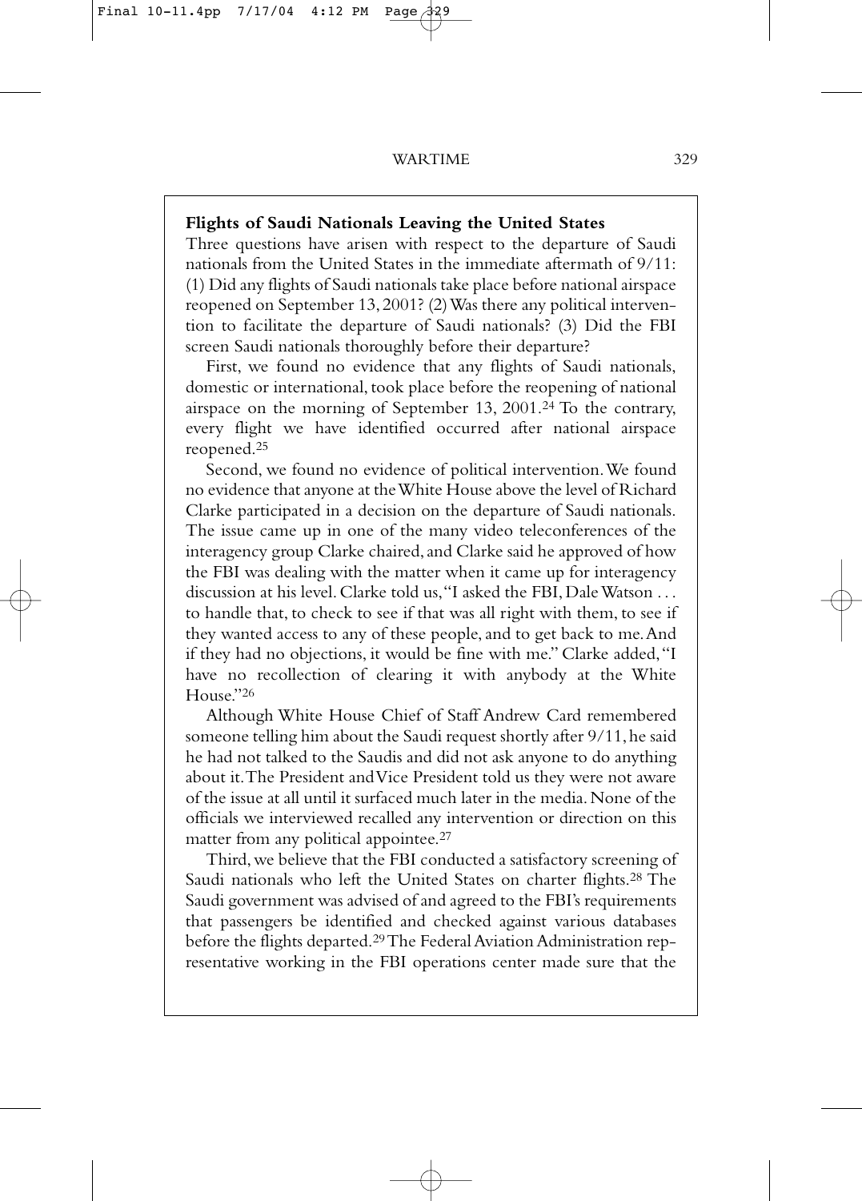**Flights of Saudi Nationals Leaving the United States**

Three questions have arisen with respect to the departure of Saudi nationals from the United States in the immediate aftermath of 9/11: (1) Did any flights of Saudi nationals take place before national airspace reopened on September 13, 2001? (2) Was there any political intervention to facilitate the departure of Saudi nationals? (3) Did the FBI screen Saudi nationals thoroughly before their departure?

First, we found no evidence that any flights of Saudi nationals, domestic or international, took place before the reopening of national airspace on the morning of September 13, 2001.[24] To the contrary, every flight we have identified occurred after national airspace reopened.[25]

Second, we found no evidence of political intervention. We found no evidence that anyone at the White House above the level of Richard Clarke participated in a decision on the departure of Saudi nationals. The issue came up in one of the many video teleconferences of the interagency group Clarke chaired, and Clarke said he approved of how the FBI was dealing with the matter when it came up for interagency discussion at his level. Clarke told us, "I asked the FBI, Dale Watson . . . to handle that, to check to see if that was all right with them, to see if they wanted access to any of these people, and to get back to me. And if they had no objections, it would be fine with me." Clarke added, "I have no recollection of clearing it with anybody at the White House."[26]

Although White House Chief of Staff Andrew Card remembered someone telling him about the Saudi request shortly after 9/11, he said he had not talked to the Saudis and did not ask anyone to do anything about it. The President and Vice President told us they were not aware of the issue at all until it surfaced much later in the media. None of the officials we interviewed recalled any intervention or direction on this matter from any political appointee.[27]

Third, we believe that the FBI conducted a satisfactory screening of Saudi nationals who left the United States on charter flights.[28] The Saudi government was advised of and agreed to the FBI's requirements that passengers be identified and checked against various databases before the flights departed.[29] The Federal Aviation Administration representative working in the FBI operations center made sure that the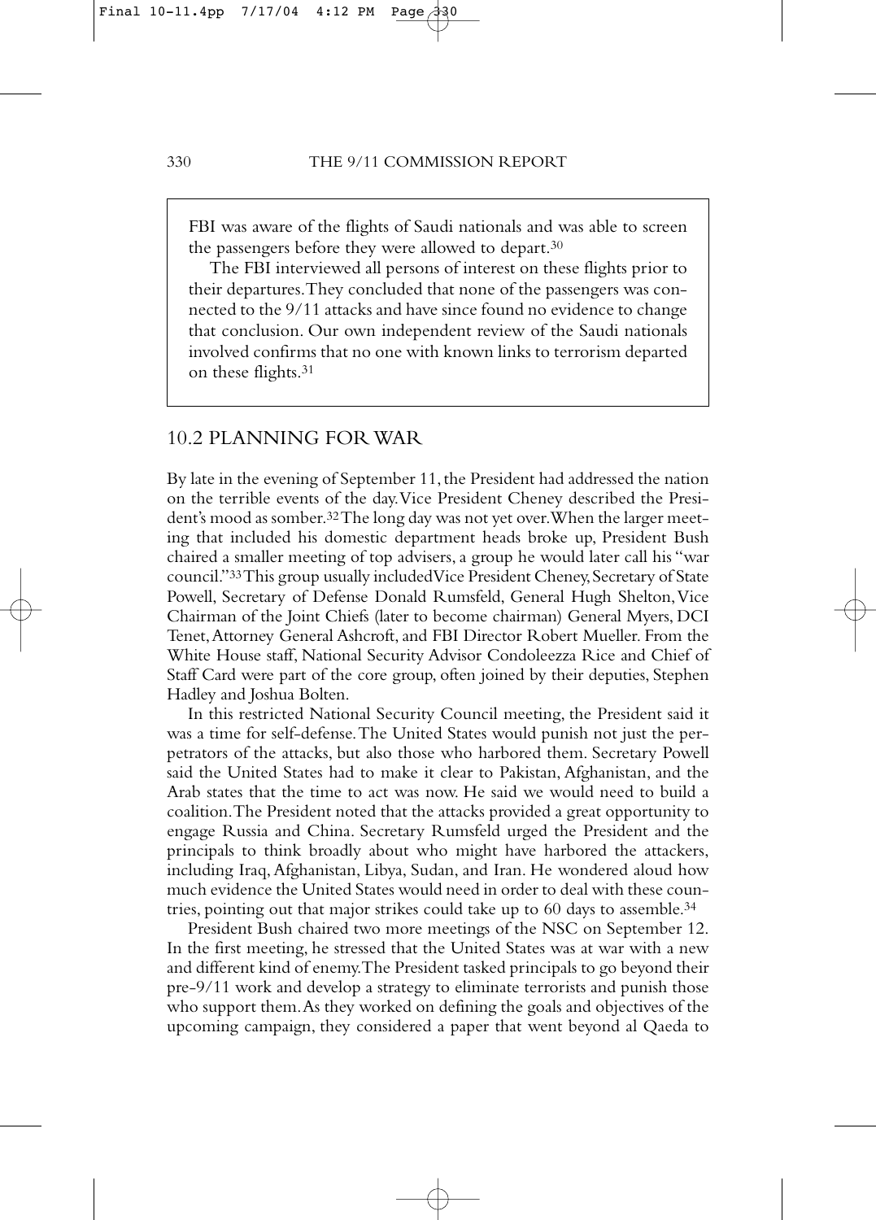FBI was aware of the flights of Saudi nationals and was able to screen the passengers before they were allowed to depart.[30]

The FBI interviewed all persons of interest on these flights prior to their departures. They concluded that none of the passengers was connected to the 9/11 attacks and have since found no evidence to change that conclusion. Our own independent review of the Saudi nationals involved confirms that no one with known links to terrorism departed on these flights.[31]

## 10.2 PLANNING FOR WAR

By late in the evening of September 11, the President had addressed the nation on the terrible events of the day. Vice President Cheney described the President's mood as somber.[32] The long day was not yet over. When the larger meeting that included his domestic department heads broke up, President Bush chaired a smaller meeting of top advisers, a group he would later call his "war council."[33] This group usually included Vice President Cheney, Secretary of State Powell, Secretary of Defense Donald Rumsfeld, General Hugh Shelton, Vice Chairman of the Joint Chiefs (later to become chairman) General Myers, DCI Tenet, Attorney General Ashcroft, and FBI Director Robert Mueller. From the White House staff, National Security Advisor Condoleezza Rice and Chief of Staff Card were part of the core group, often joined by their deputies, Stephen Hadley and Joshua Bolten.

In this restricted National Security Council meeting, the President said it was a time for self-defense. The United States would punish not just the perpetrators of the attacks, but also those who harbored them. Secretary Powell said the United States had to make it clear to Pakistan, Afghanistan, and the Arab states that the time to act was now. He said we would need to build a coalition. The President noted that the attacks provided a great opportunity to engage Russia and China. Secretary Rumsfeld urged the President and the principals to think broadly about who might have harbored the attackers, including Iraq, Afghanistan, Libya, Sudan, and Iran. He wondered aloud how much evidence the United States would need in order to deal with these countries, pointing out that major strikes could take up to 60 days to assemble.[34]

President Bush chaired two more meetings of the NSC on September 12. In the first meeting, he stressed that the United States was at war with a new and different kind of enemy. The President tasked principals to go beyond their pre-9/11 work and develop a strategy to eliminate terrorists and punish those who support them. As they worked on defining the goals and objectives of the upcoming campaign, they considered a paper that went beyond al Qaeda to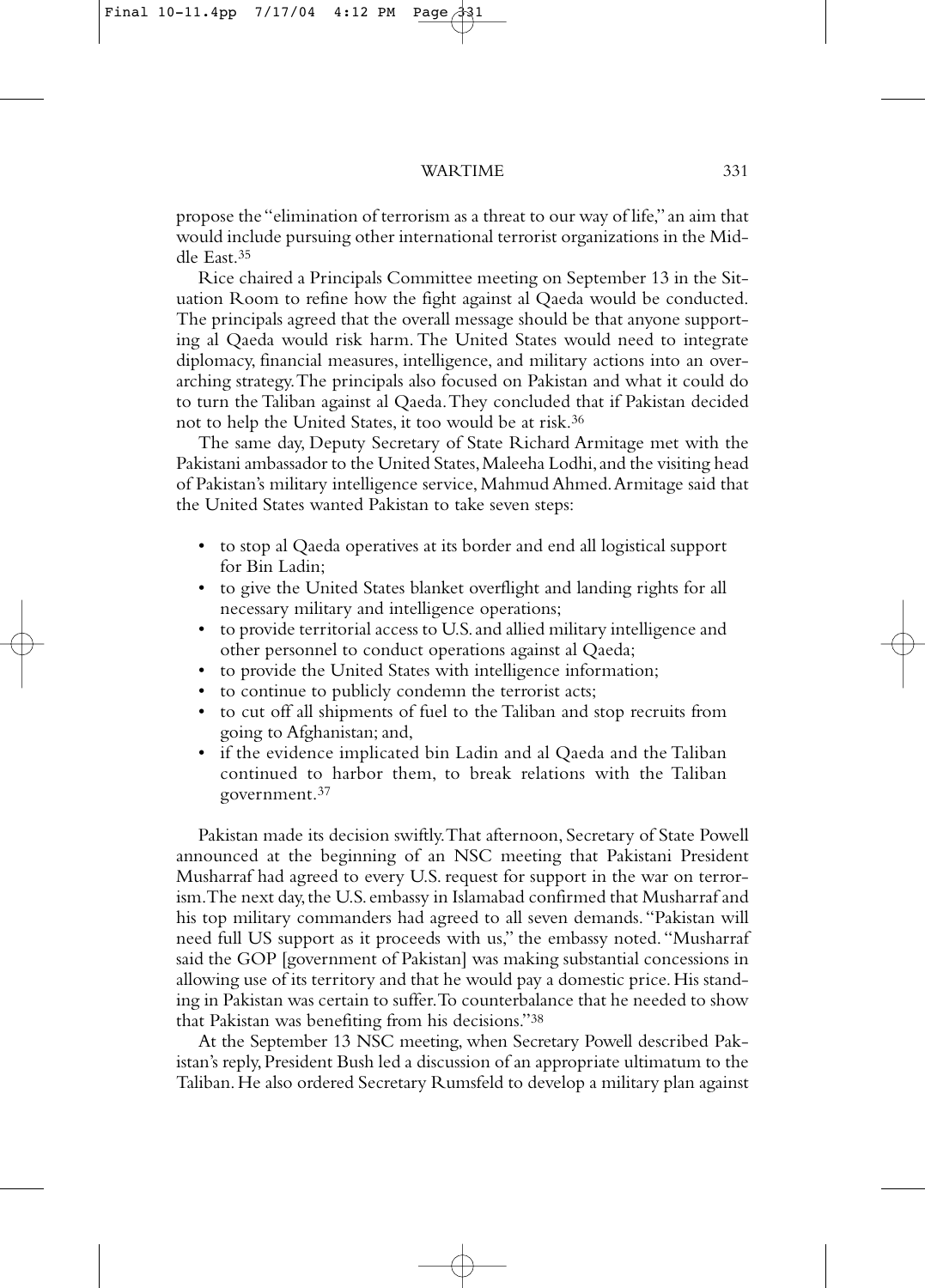propose the "elimination of terrorism as a threat to our way of life," an aim that would include pursuing other international terrorist organizations in the Middle East.[35]

Rice chaired a Principals Committee meeting on September 13 in the Situation Room to refine how the fight against al Qaeda would be conducted. The principals agreed that the overall message should be that anyone supporting al Qaeda would risk harm. The United States would need to integrate diplomacy, financial measures, intelligence, and military actions into an overarching strategy. The principals also focused on Pakistan and what it could do to turn the Taliban against al Qaeda. They concluded that if Pakistan decided not to help the United States, it too would be at risk.[36]

The same day, Deputy Secretary of State Richard Armitage met with the Pakistani ambassador to the United States, Maleeha Lodhi, and the visiting head of Pakistan's military intelligence service, Mahmud Ahmed. Armitage said that the United States wanted Pakistan to take seven steps:

- to stop al Qaeda operatives at its border and end all logistical support for Bin Ladin;
- to give the United States blanket overflight and landing rights for all necessary military and intelligence operations;
- to provide territorial access to U.S. and allied military intelligence and other personnel to conduct operations against al Qaeda;
- to provide the United States with intelligence information;
- to continue to publicly condemn the terrorist acts;
- to cut off all shipments of fuel to the Taliban and stop recruits from going to Afghanistan; and,
- if the evidence implicated bin Ladin and al Qaeda and the Taliban continued to harbor them, to break relations with the Taliban government.[37]

Pakistan made its decision swiftly. That afternoon, Secretary of State Powell announced at the beginning of an NSC meeting that Pakistani President Musharraf had agreed to every U.S. request for support in the war on terrorism. The next day, the U.S. embassy in Islamabad confirmed that Musharraf and his top military commanders had agreed to all seven demands. "Pakistan will need full US support as it proceeds with us," the embassy noted. "Musharraf said the GOP [government of Pakistan] was making substantial concessions in allowing use of its territory and that he would pay a domestic price. His standing in Pakistan was certain to suffer. To counterbalance that he needed to show that Pakistan was benefiting from his decisions."[38]

At the September 13 NSC meeting, when Secretary Powell described Pakistan's reply, President Bush led a discussion of an appropriate ultimatum to the Taliban. He also ordered Secretary Rumsfeld to develop a military plan against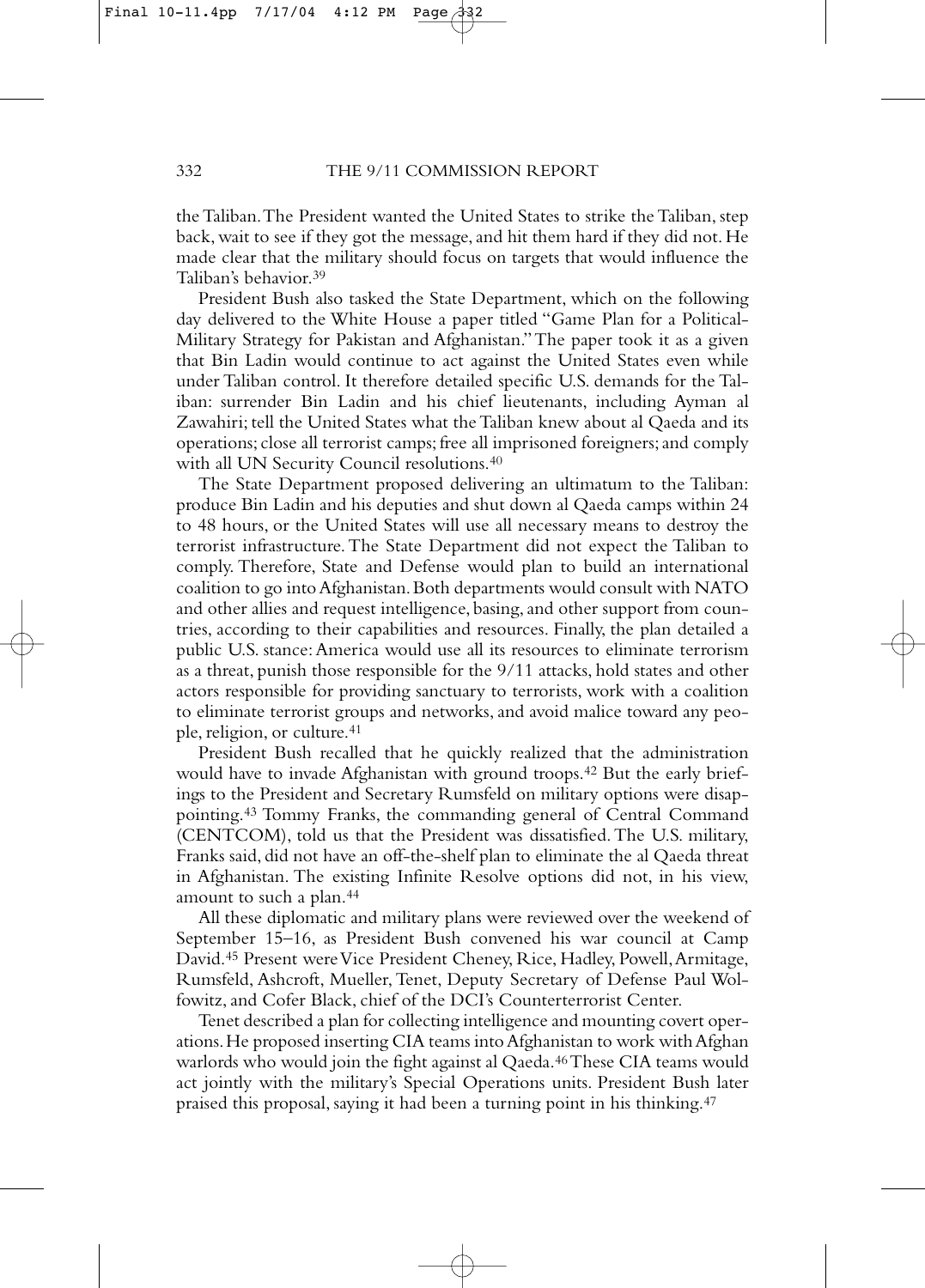the Taliban. The President wanted the United States to strike the Taliban, step back, wait to see if they got the message, and hit them hard if they did not. He made clear that the military should focus on targets that would influence the Taliban's behavior.[39]

President Bush also tasked the State Department, which on the following day delivered to the White House a paper titled "Game Plan for a Political-Military Strategy for Pakistan and Afghanistan." The paper took it as a given that Bin Ladin would continue to act against the United States even while under Taliban control. It therefore detailed specific U.S. demands for the Taliban: surrender Bin Ladin and his chief lieutenants, including Ayman al Zawahiri; tell the United States what the Taliban knew about al Qaeda and its operations; close all terrorist camps; free all imprisoned foreigners; and comply with all UN Security Council resolutions.[40]

The State Department proposed delivering an ultimatum to the Taliban: produce Bin Ladin and his deputies and shut down al Qaeda camps within 24 to 48 hours, or the United States will use all necessary means to destroy the terrorist infrastructure. The State Department did not expect the Taliban to comply. Therefore, State and Defense would plan to build an international coalition to go into Afghanistan. Both departments would consult with NATO and other allies and request intelligence, basing, and other support from countries, according to their capabilities and resources. Finally, the plan detailed a public U.S. stance: America would use all its resources to eliminate terrorism as a threat, punish those responsible for the 9/11 attacks, hold states and other actors responsible for providing sanctuary to terrorists, work with a coalition to eliminate terrorist groups and networks, and avoid malice toward any people, religion, or culture.[41]

President Bush recalled that he quickly realized that the administration would have to invade Afghanistan with ground troops.[42] But the early briefings to the President and Secretary Rumsfeld on military options were disappointing.[43] Tommy Franks, the commanding general of Central Command (CENTCOM), told us that the President was dissatisfied. The U.S. military, Franks said, did not have an off-the-shelf plan to eliminate the al Qaeda threat in Afghanistan. The existing Infinite Resolve options did not, in his view, amount to such a plan.[44]

All these diplomatic and military plans were reviewed over the weekend of September 15–16, as President Bush convened his war council at Camp David.[45] Present were Vice President Cheney, Rice, Hadley, Powell, Armitage, Rumsfeld, Ashcroft, Mueller, Tenet, Deputy Secretary of Defense Paul Wolfowitz, and Cofer Black, chief of the DCI's Counterterrorist Center.

Tenet described a plan for collecting intelligence and mounting covert operations. He proposed inserting CIA teams into Afghanistan to work with Afghan warlords who would join the fight against al Qaeda.[46] These CIA teams would act jointly with the military's Special Operations units. President Bush later praised this proposal, saying it had been a turning point in his thinking.[47]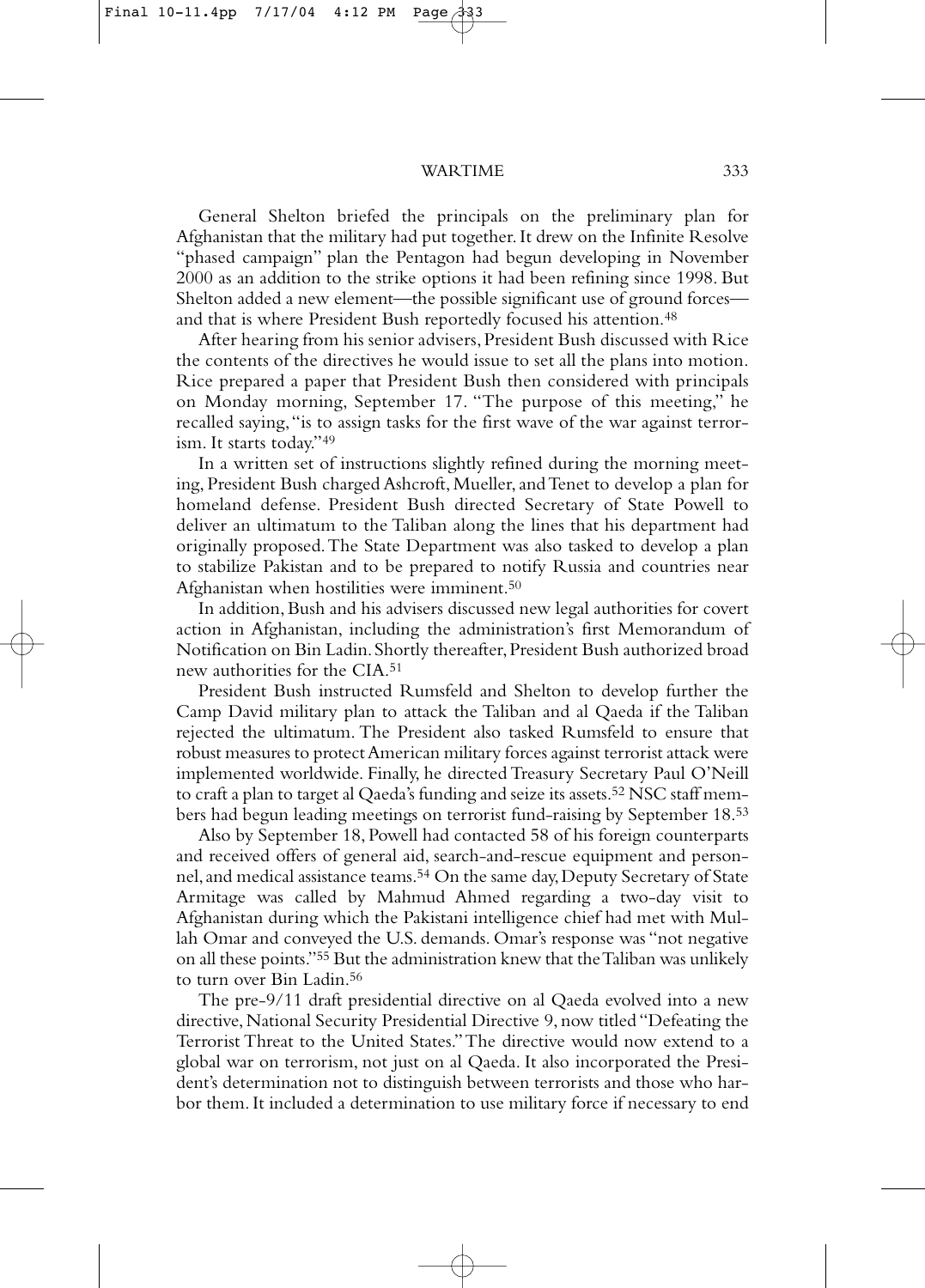General Shelton briefed the principals on the preliminary plan for Afghanistan that the military had put together. It drew on the Infinite Resolve "phased campaign" plan the Pentagon had begun developing in November 2000 as an addition to the strike options it had been refining since 1998. But Shelton added a new element—the possible significant use of ground forces—and that is where President Bush reportedly focused his attention.[48]

After hearing from his senior advisers, President Bush discussed with Rice the contents of the directives he would issue to set all the plans into motion. Rice prepared a paper that President Bush then considered with principals on Monday morning, September 17. "The purpose of this meeting," he recalled saying, "is to assign tasks for the first wave of the war against terrorism. It starts today."[49]

In a written set of instructions slightly refined during the morning meeting, President Bush charged Ashcroft, Mueller, and Tenet to develop a plan for homeland defense. President Bush directed Secretary of State Powell to deliver an ultimatum to the Taliban along the lines that his department had originally proposed. The State Department was also tasked to develop a plan to stabilize Pakistan and to be prepared to notify Russia and countries near Afghanistan when hostilities were imminent.[50]

In addition, Bush and his advisers discussed new legal authorities for covert action in Afghanistan, including the administration's first Memorandum of Notification on Bin Ladin. Shortly thereafter, President Bush authorized broad new authorities for the CIA.[51]

President Bush instructed Rumsfeld and Shelton to develop further the Camp David military plan to attack the Taliban and al Qaeda if the Taliban rejected the ultimatum. The President also tasked Rumsfeld to ensure that robust measures to protect American military forces against terrorist attack were implemented worldwide. Finally, he directed Treasury Secretary Paul O'Neill to craft a plan to target al Qaeda's funding and seize its assets.[52] NSC staff members had begun leading meetings on terrorist fund-raising by September 18.[53]

Also by September 18, Powell had contacted 58 of his foreign counterparts and received offers of general aid, search-and-rescue equipment and personnel, and medical assistance teams.[54] On the same day, Deputy Secretary of State Armitage was called by Mahmud Ahmed regarding a two-day visit to Afghanistan during which the Pakistani intelligence chief had met with Mullah Omar and conveyed the U.S. demands. Omar's response was "not negative on all these points."[55] But the administration knew that the Taliban was unlikely to turn over Bin Ladin.[56]

The pre-9/11 draft presidential directive on al Qaeda evolved into a new directive, National Security Presidential Directive 9, now titled "Defeating the Terrorist Threat to the United States." The directive would now extend to a global war on terrorism, not just on al Qaeda. It also incorporated the President's determination not to distinguish between terrorists and those who harbor them. It included a determination to use military force if necessary to end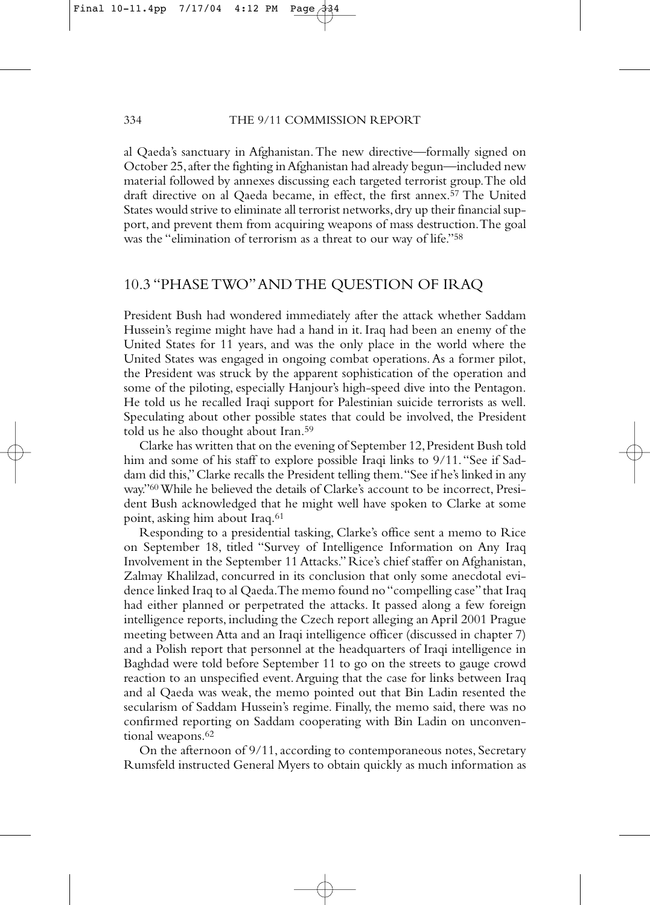al Qaeda's sanctuary in Afghanistan. The new directive—formally signed on October 25, after the fighting in Afghanistan had already begun—included new material followed by annexes discussing each targeted terrorist group. The old draft directive on al Qaeda became, in effect, the first annex.[57] The United States would strive to eliminate all terrorist networks, dry up their financial support, and prevent them from acquiring weapons of mass destruction. The goal was the "elimination of terrorism as a threat to our way of life."[58]

## 10.3 "PHASE TWO" AND THE QUESTION OF IRAQ

President Bush had wondered immediately after the attack whether Saddam Hussein's regime might have had a hand in it. Iraq had been an enemy of the United States for 11 years, and was the only place in the world where the United States was engaged in ongoing combat operations. As a former pilot, the President was struck by the apparent sophistication of the operation and some of the piloting, especially Hanjour's high-speed dive into the Pentagon. He told us he recalled Iraqi support for Palestinian suicide terrorists as well. Speculating about other possible states that could be involved, the President told us he also thought about Iran.[59]

Clarke has written that on the evening of September 12, President Bush told him and some of his staff to explore possible Iraqi links to 9/11. "See if Saddam did this," Clarke recalls the President telling them. "See if he's linked in any way."[60] While he believed the details of Clarke's account to be incorrect, President Bush acknowledged that he might well have spoken to Clarke at some point, asking him about Iraq.[61]

Responding to a presidential tasking, Clarke's office sent a memo to Rice on September 18, titled "Survey of Intelligence Information on Any Iraq Involvement in the September 11 Attacks." Rice's chief staffer on Afghanistan, Zalmay Khalilzad, concurred in its conclusion that only some anecdotal evidence linked Iraq to al Qaeda. The memo found no "compelling case" that Iraq had either planned or perpetrated the attacks. It passed along a few foreign intelligence reports, including the Czech report alleging an April 2001 Prague meeting between Atta and an Iraqi intelligence officer (discussed in chapter 7) and a Polish report that personnel at the headquarters of Iraqi intelligence in Baghdad were told before September 11 to go on the streets to gauge crowd reaction to an unspecified event. Arguing that the case for links between Iraq and al Qaeda was weak, the memo pointed out that Bin Ladin resented the secularism of Saddam Hussein's regime. Finally, the memo said, there was no confirmed reporting on Saddam cooperating with Bin Ladin on unconventional weapons.[62]

On the afternoon of 9/11, according to contemporaneous notes, Secretary Rumsfeld instructed General Myers to obtain quickly as much information as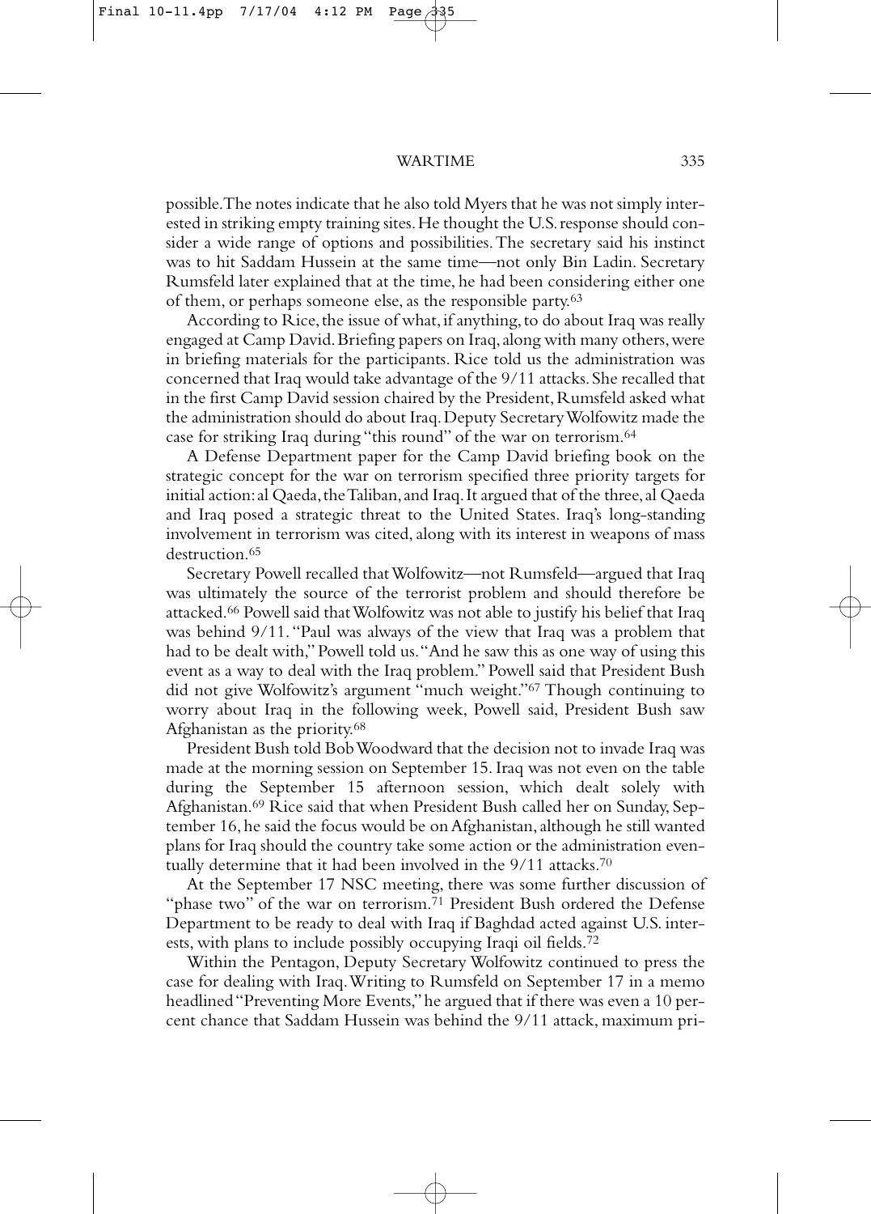possible. The notes indicate that he also told Myers that he was not simply interested in striking empty training sites. He thought the U.S. response should consider a wide range of options and possibilities. The secretary said his instinct was to hit Saddam Hussein at the same time—not only Bin Ladin. Secretary Rumsfeld later explained that at the time, he had been considering either one of them, or perhaps someone else, as the responsible party.[63]

According to Rice, the issue of what, if anything, to do about Iraq was really engaged at Camp David. Briefing papers on Iraq, along with many others, were in briefing materials for the participants. Rice told us the administration was concerned that Iraq would take advantage of the 9/11 attacks. She recalled that in the first Camp David session chaired by the President, Rumsfeld asked what the administration should do about Iraq. Deputy Secretary Wolfowitz made the case for striking Iraq during "this round" of the war on terrorism.[64]

A Defense Department paper for the Camp David briefing book on the strategic concept for the war on terrorism specified three priority targets for initial action: al Qaeda, the Taliban, and Iraq. It argued that of the three, al Qaeda and Iraq posed a strategic threat to the United States. Iraq's long-standing involvement in terrorism was cited, along with its interest in weapons of mass destruction.[65]

Secretary Powell recalled that Wolfowitz—not Rumsfeld—argued that Iraq was ultimately the source of the terrorist problem and should therefore be attacked.[66] Powell said that Wolfowitz was not able to justify his belief that Iraq was behind 9/11. "Paul was always of the view that Iraq was a problem that had to be dealt with," Powell told us. "And he saw this as one way of using this event as a way to deal with the Iraq problem." Powell said that President Bush did not give Wolfowitz's argument "much weight."[67] Though continuing to worry about Iraq in the following week, Powell said, President Bush saw Afghanistan as the priority.[68]

President Bush told Bob Woodward that the decision not to invade Iraq was made at the morning session on September 15. Iraq was not even on the table during the September 15 afternoon session, which dealt solely with Afghanistan.[69] Rice said that when President Bush called her on Sunday, September 16, he said the focus would be on Afghanistan, although he still wanted plans for Iraq should the country take some action or the administration eventually determine that it had been involved in the 9/11 attacks.[70]

At the September 17 NSC meeting, there was some further discussion of "phase two" of the war on terrorism.[71] President Bush ordered the Defense Department to be ready to deal with Iraq if Baghdad acted against U.S. interests, with plans to include possibly occupying Iraqi oil fields.[72]

Within the Pentagon, Deputy Secretary Wolfowitz continued to press the case for dealing with Iraq. Writing to Rumsfeld on September 17 in a memo headlined "Preventing More Events," he argued that if there was even a 10 percent chance that Saddam Hussein was behind the 9/11 attack, maximum pri-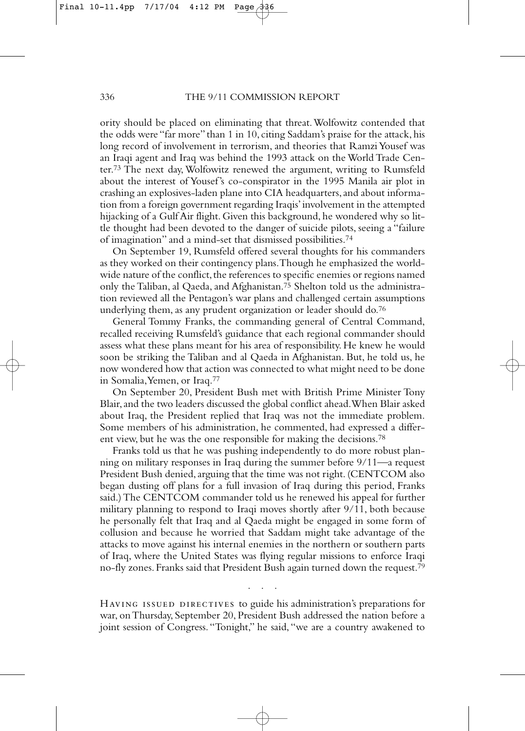ority should be placed on eliminating that threat. Wolfowitz contended that the odds were "far more" than 1 in 10, citing Saddam's praise for the attack, his long record of involvement in terrorism, and theories that Ramzi Yousef was an Iraqi agent and Iraq was behind the 1993 attack on the World Trade Center.[73] The next day, Wolfowitz renewed the argument, writing to Rumsfeld about the interest of Yousef's co-conspirator in the 1995 Manila air plot in crashing an explosives-laden plane into CIA headquarters, and about information from a foreign government regarding Iraqis' involvement in the attempted hijacking of a Gulf Air flight. Given this background, he wondered why so little thought had been devoted to the danger of suicide pilots, seeing a "failure of imagination" and a mind-set that dismissed possibilities.[74]

On September 19, Rumsfeld offered several thoughts for his commanders as they worked on their contingency plans. Though he emphasized the worldwide nature of the conflict, the references to specific enemies or regions named only the Taliban, al Qaeda, and Afghanistan.[75] Shelton told us the administration reviewed all the Pentagon's war plans and challenged certain assumptions underlying them, as any prudent organization or leader should do.[76]

General Tommy Franks, the commanding general of Central Command, recalled receiving Rumsfeld's guidance that each regional commander should assess what these plans meant for his area of responsibility. He knew he would soon be striking the Taliban and al Qaeda in Afghanistan. But, he told us, he now wondered how that action was connected to what might need to be done in Somalia, Yemen, or Iraq.[77]

On September 20, President Bush met with British Prime Minister Tony Blair, and the two leaders discussed the global conflict ahead. When Blair asked about Iraq, the President replied that Iraq was not the immediate problem. Some members of his administration, he commented, had expressed a different view, but he was the one responsible for making the decisions.[78]

Franks told us that he was pushing independently to do more robust planning on military responses in Iraq during the summer before 9/11—a request President Bush denied, arguing that the time was not right. (CENTCOM also began dusting off plans for a full invasion of Iraq during this period, Franks said.) The CENTCOM commander told us he renewed his appeal for further military planning to respond to Iraqi moves shortly after 9/11, both because he personally felt that Iraq and al Qaeda might be engaged in some form of collusion and because he worried that Saddam might take advantage of the attacks to move against his internal enemies in the northern or southern parts of Iraq, where the United States was flying regular missions to enforce Iraqi no-fly zones. Franks said that President Bush again turned down the request.[79]

. . .

HAVING ISSUED DIRECTIVES to guide his administration's preparations for war, on Thursday, September 20, President Bush addressed the nation before a joint session of Congress. "Tonight," he said, "we are a country awakened to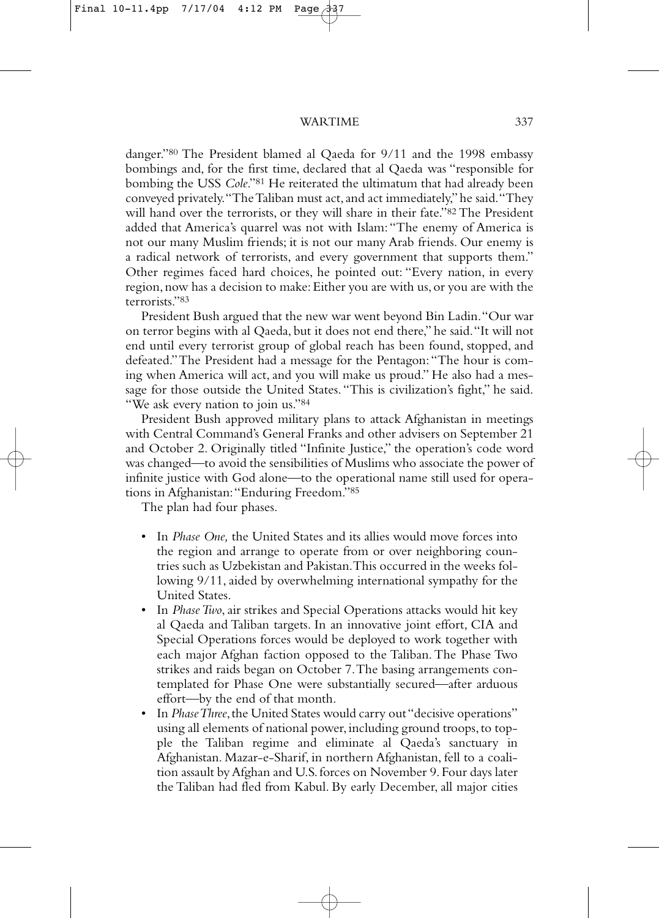danger."[80] The President blamed al Qaeda for 9/11 and the 1998 embassy bombings and, for the first time, declared that al Qaeda was "responsible for bombing the USS *Cole*."[81] He reiterated the ultimatum that had already been conveyed privately. "The Taliban must act, and act immediately," he said. "They will hand over the terrorists, or they will share in their fate."[82] The President added that America's quarrel was not with Islam: "The enemy of America is not our many Muslim friends; it is not our many Arab friends. Our enemy is a radical network of terrorists, and every government that supports them." Other regimes faced hard choices, he pointed out: "Every nation, in every region, now has a decision to make: Either you are with us, or you are with the terrorists."[83]

President Bush argued that the new war went beyond Bin Ladin. "Our war on terror begins with al Qaeda, but it does not end there," he said. "It will not end until every terrorist group of global reach has been found, stopped, and defeated." The President had a message for the Pentagon: "The hour is coming when America will act, and you will make us proud." He also had a message for those outside the United States. "This is civilization's fight," he said. "We ask every nation to join us."[84]

President Bush approved military plans to attack Afghanistan in meetings with Central Command's General Franks and other advisers on September 21 and October 2. Originally titled "Infinite Justice," the operation's code word was changed—to avoid the sensibilities of Muslims who associate the power of infinite justice with God alone—to the operational name still used for operations in Afghanistan: "Enduring Freedom."[85]

The plan had four phases.

- In *Phase One,* the United States and its allies would move forces into the region and arrange to operate from or over neighboring countries such as Uzbekistan and Pakistan. This occurred in the weeks following 9/11, aided by overwhelming international sympathy for the United States.
- In *Phase Two*, air strikes and Special Operations attacks would hit key al Qaeda and Taliban targets. In an innovative joint effort, CIA and Special Operations forces would be deployed to work together with each major Afghan faction opposed to the Taliban. The Phase Two strikes and raids began on October 7. The basing arrangements contemplated for Phase One were substantially secured—after arduous effort—by the end of that month.
- In *Phase Three*, the United States would carry out "decisive operations" using all elements of national power, including ground troops, to topple the Taliban regime and eliminate al Qaeda's sanctuary in Afghanistan. Mazar-e-Sharif, in northern Afghanistan, fell to a coalition assault by Afghan and U.S. forces on November 9. Four days later the Taliban had fled from Kabul. By early December, all major cities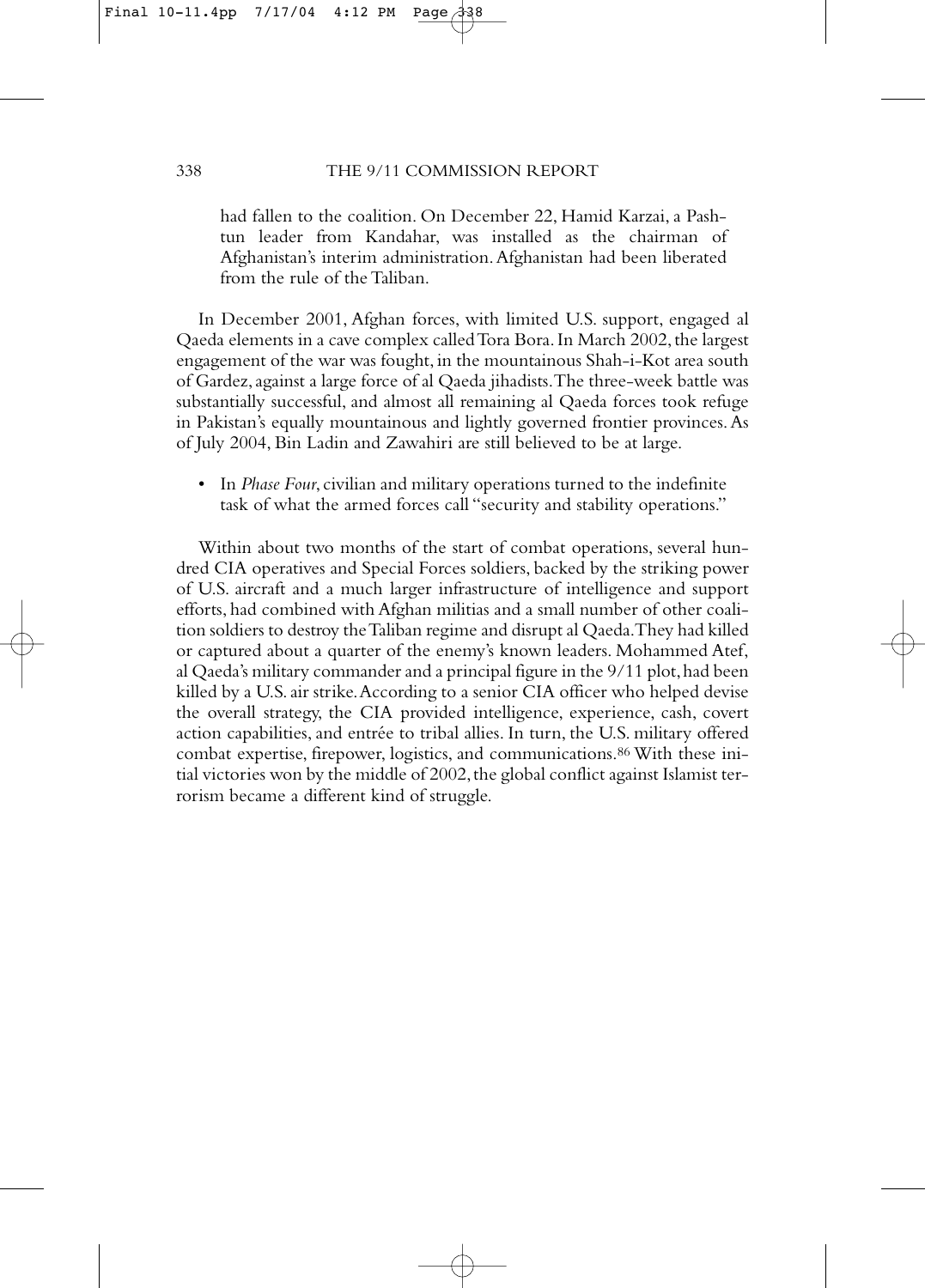had fallen to the coalition. On December 22, Hamid Karzai, a Pashtun leader from Kandahar, was installed as the chairman of Afghanistan's interim administration. Afghanistan had been liberated from the rule of the Taliban.

In December 2001, Afghan forces, with limited U.S. support, engaged al Qaeda elements in a cave complex called Tora Bora. In March 2002, the largest engagement of the war was fought, in the mountainous Shah-i-Kot area south of Gardez, against a large force of al Qaeda jihadists. The three-week battle was substantially successful, and almost all remaining al Qaeda forces took refuge in Pakistan's equally mountainous and lightly governed frontier provinces. As of July 2004, Bin Ladin and Zawahiri are still believed to be at large.

- In *Phase Four*, civilian and military operations turned to the indefinite task of what the armed forces call "security and stability operations."

Within about two months of the start of combat operations, several hundred CIA operatives and Special Forces soldiers, backed by the striking power of U.S. aircraft and a much larger infrastructure of intelligence and support efforts, had combined with Afghan militias and a small number of other coalition soldiers to destroy the Taliban regime and disrupt al Qaeda. They had killed or captured about a quarter of the enemy's known leaders. Mohammed Atef, al Qaeda's military commander and a principal figure in the 9/11 plot, had been killed by a U.S. air strike. According to a senior CIA officer who helped devise the overall strategy, the CIA provided intelligence, experience, cash, covert action capabilities, and entrée to tribal allies. In turn, the U.S. military offered combat expertise, firepower, logistics, and communications.[86] With these initial victories won by the middle of 2002, the global conflict against Islamist terrorism became a different kind of struggle.